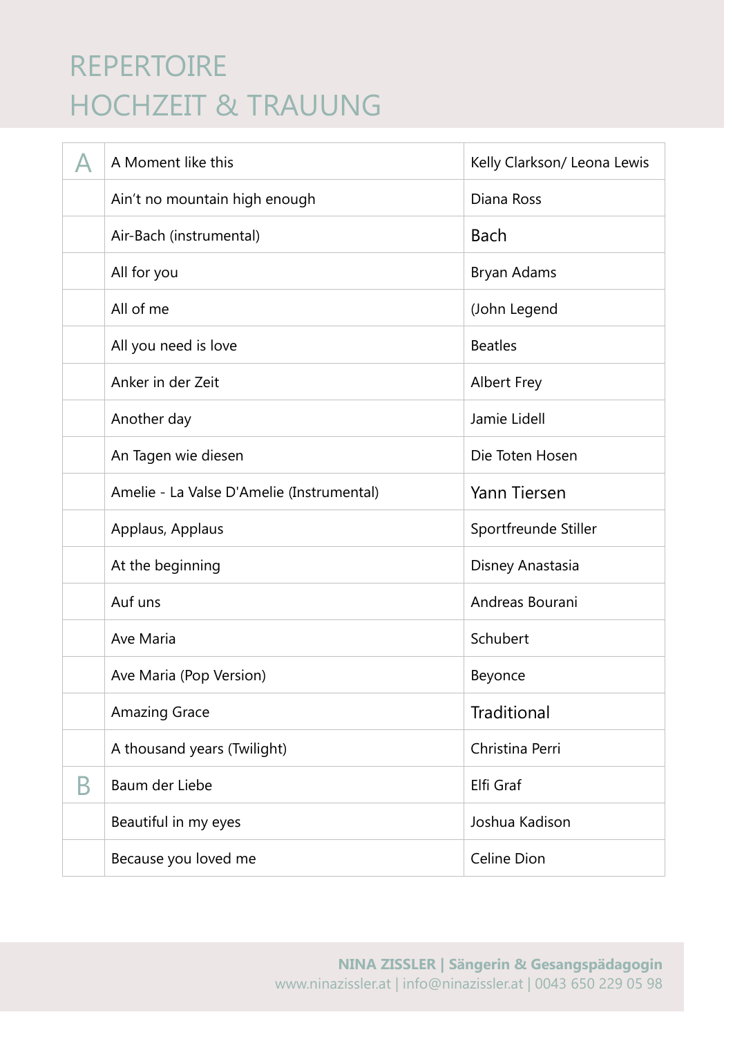# REPERTOIRE
# HOCHZEIT & TRAUUNG

| | | |
|---|---|---|
| A | A Moment like this | Kelly Clarkson/ Leona Lewis |
| | Ain't no mountain high enough | Diana Ross |
| | Air-Bach (instrumental) | Bach |
| | All for you | Bryan Adams |
| | All of me | (John Legend |
| | All you need is love | Beatles |
| | Anker in der Zeit | Albert Frey |
| | Another day | Jamie Lidell |
| | An Tagen wie diesen | Die Toten Hosen |
| | Amelie - La Valse D'Amelie (Instrumental) | Yann Tiersen |
| | Applaus, Applaus | Sportfreunde Stiller |
| | At the beginning | Disney Anastasia |
| | Auf uns | Andreas Bourani |
| | Ave Maria | Schubert |
| | Ave Maria (Pop Version) | Beyonce |
| | Amazing Grace | Traditional |
| | A thousand years (Twilight) | Christina Perri |
| B | Baum der Liebe | Elfi Graf |
| | Beautiful in my eyes | Joshua Kadison |
| | Because you loved me | Celine Dion |

**NINA ZISSLER | Sängerin & Gesangspädagogin**
www.ninazissler.at | info@ninazissler.at | 0043 650 229 05 98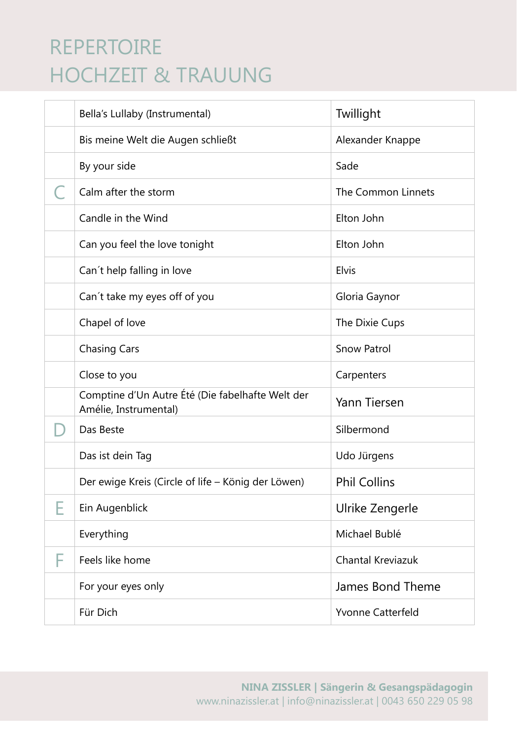# REPERTOIRE
# HOCHZEIT & TRAUUNG

| | | |
|---|---|---|
| | Bella's Lullaby (Instrumental) | Twillight |
| | Bis meine Welt die Augen schließt | Alexander Knappe |
| | By your side | Sade |
| C | Calm after the storm | The Common Linnets |
| | Candle in the Wind | Elton John |
| | Can you feel the love tonight | Elton John |
| | Can´t help falling in love | Elvis |
| | Can´t take my eyes off of you | Gloria Gaynor |
| | Chapel of love | The Dixie Cups |
| | Chasing Cars | Snow Patrol |
| | Close to you | Carpenters |
| | Comptine d'Un Autre Été (Die fabelhafte Welt der Amélie, Instrumental) | Yann Tiersen |
| D | Das Beste | Silbermond |
| | Das ist dein Tag | Udo Jürgens |
| | Der ewige Kreis (Circle of life – König der Löwen) | Phil Collins |
| E | Ein Augenblick | Ulrike Zengerle |
| | Everything | Michael Bublé |
| F | Feels like home | Chantal Kreviazuk |
| | For your eyes only | James Bond Theme |
| | Für Dich | Yvonne Catterfeld |

**NINA ZISSLER | Sängerin & Gesangspädagogin**
www.ninazissler.at | info@ninazissler.at | 0043 650 229 05 98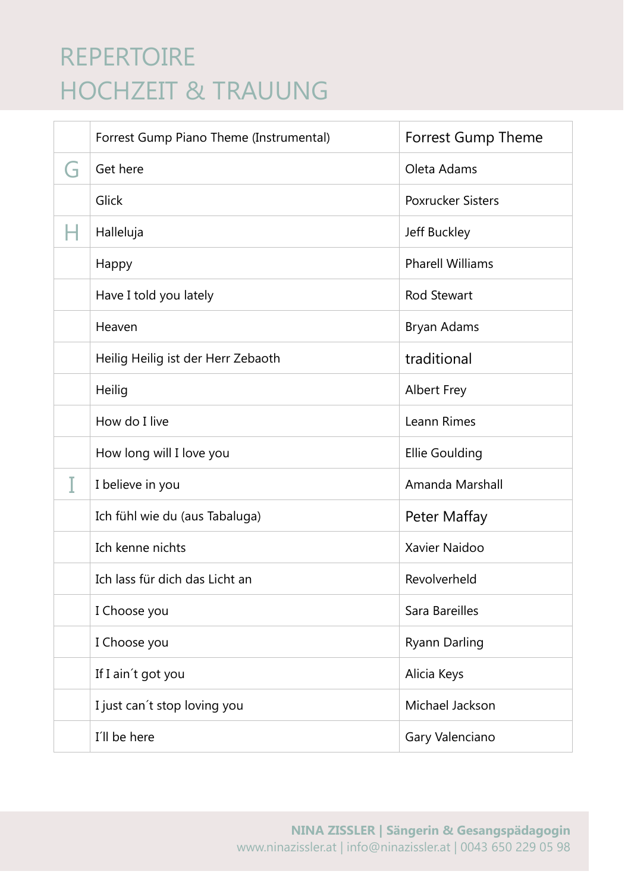# REPERTOIRE
# HOCHZEIT & TRAUUNG

| | | |
|---|---|---|
| | Forrest Gump Piano Theme (Instrumental) | Forrest Gump Theme |
| G | Get here | Oleta Adams |
| | Glick | Poxrucker Sisters |
| H | Halleluja | Jeff Buckley |
| | Happy | Pharell Williams |
| | Have I told you lately | Rod Stewart |
| | Heaven | Bryan Adams |
| | Heilig Heilig ist der Herr Zebaoth | traditional |
| | Heilig | Albert Frey |
| | How do I live | Leann Rimes |
| | How long will I love you | Ellie Goulding |
| I | I believe in you | Amanda Marshall |
| | Ich fühl wie du (aus Tabaluga) | Peter Maffay |
| | Ich kenne nichts | Xavier Naidoo |
| | Ich lass für dich das Licht an | Revolverheld |
| | I Choose you | Sara Bareilles |
| | I Choose you | Ryann Darling |
| | If I ain´t got you | Alicia Keys |
| | I just can´t stop loving you | Michael Jackson |
| | I´ll be here | Gary Valenciano |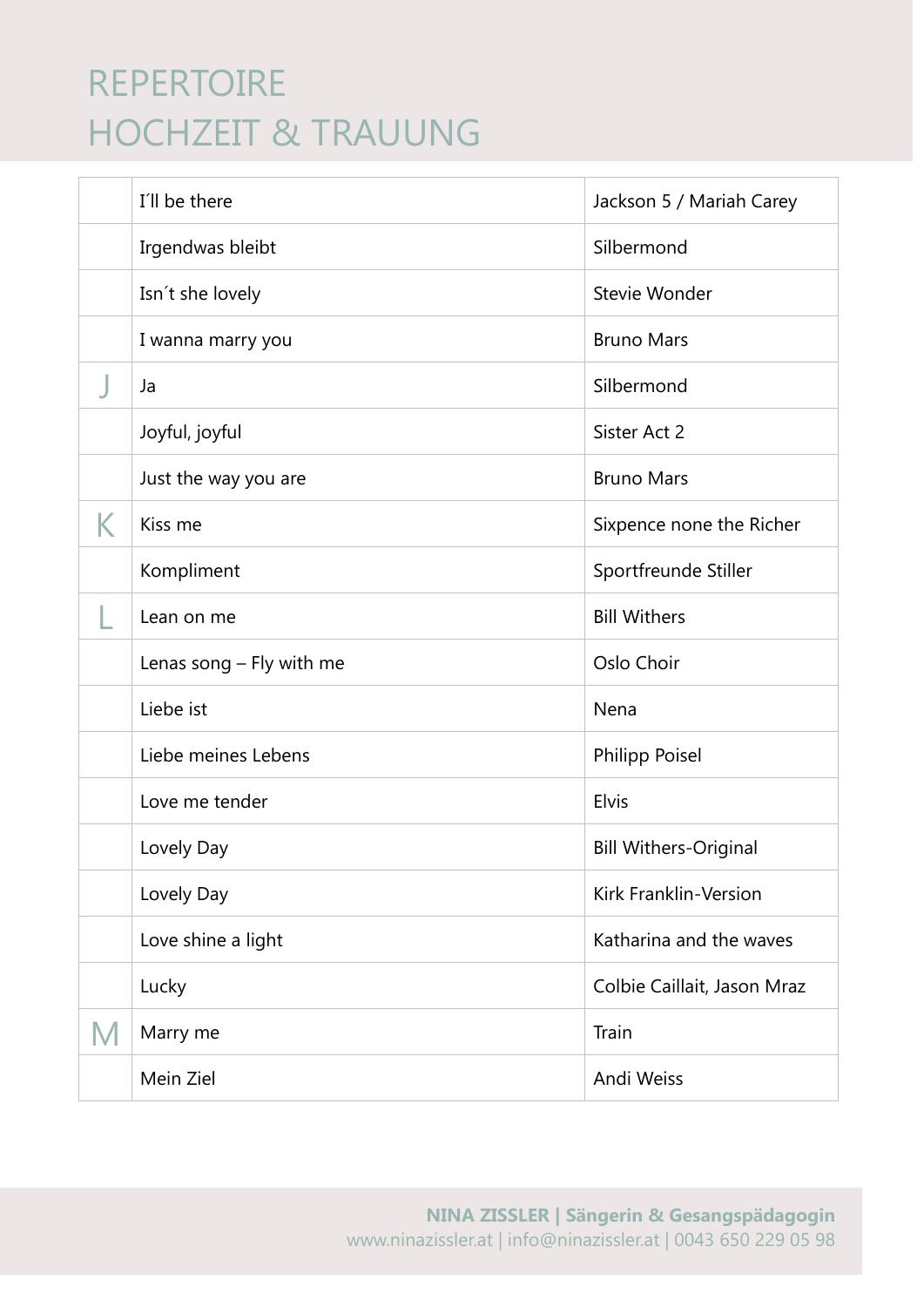# REPERTOIRE
# HOCHZEIT & TRAUUNG

| | | |
|---|---|---|
| | I´ll be there | Jackson 5 / Mariah Carey |
| | Irgendwas bleibt | Silbermond |
| | Isn´t she lovely | Stevie Wonder |
| | I wanna marry you | Bruno Mars |
| J | Ja | Silbermond |
| | Joyful, joyful | Sister Act 2 |
| | Just the way you are | Bruno Mars |
| K | Kiss me | Sixpence none the Richer |
| | Kompliment | Sportfreunde Stiller |
| L | Lean on me | Bill Withers |
| | Lenas song – Fly with me | Oslo Choir |
| | Liebe ist | Nena |
| | Liebe meines Lebens | Philipp Poisel |
| | Love me tender | Elvis |
| | Lovely Day | Bill Withers-Original |
| | Lovely Day | Kirk Franklin-Version |
| | Love shine a light | Katharina and the waves |
| | Lucky | Colbie Caillait, Jason Mraz |
| M | Marry me | Train |
| | Mein Ziel | Andi Weiss |

**NINA ZISSLER | Sängerin & Gesangspädagogin**
www.ninazissler.at | info@ninazissler.at | 0043 650 229 05 98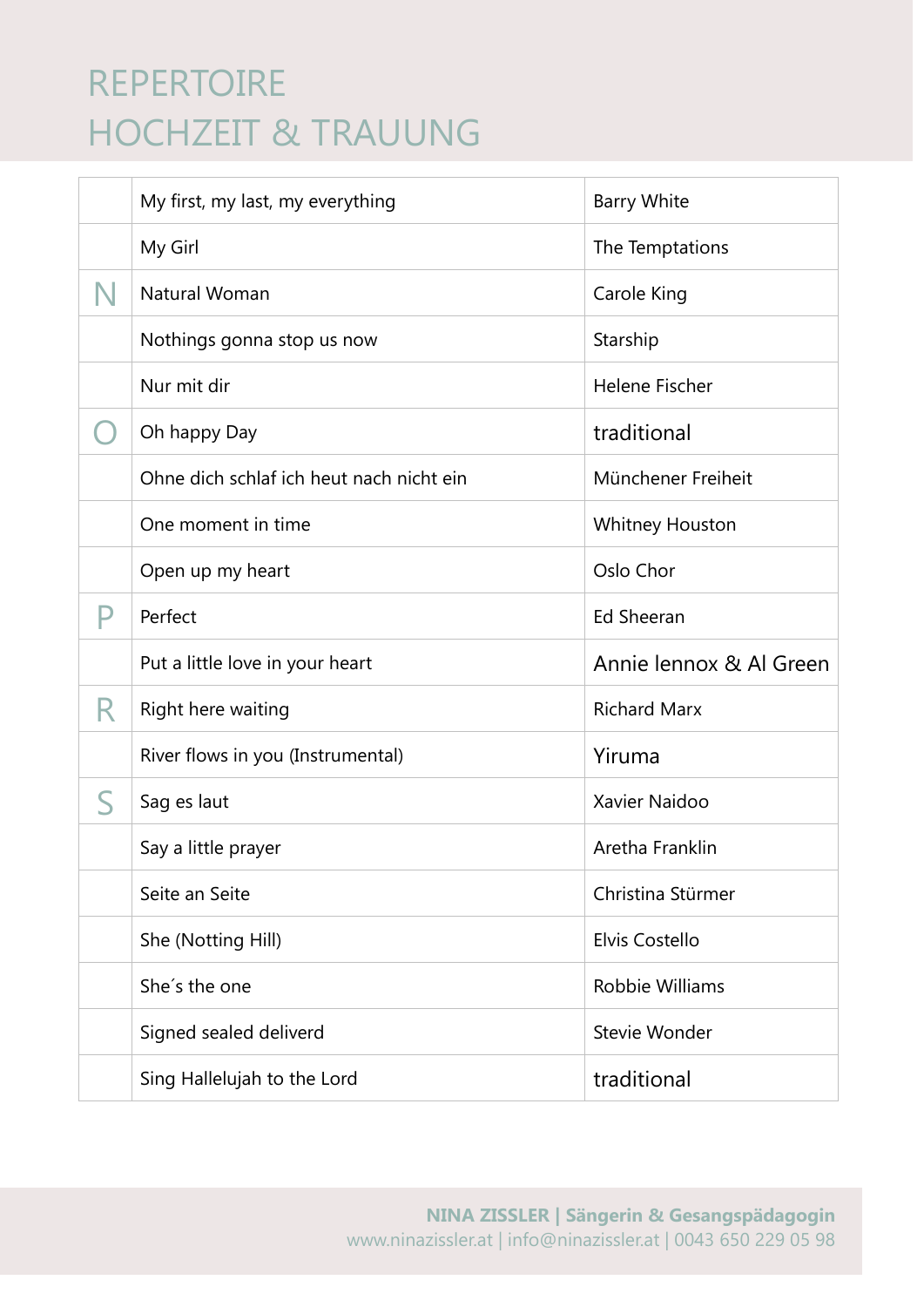# REPERTOIRE
# HOCHZEIT & TRAUUNG

| | | |
|---|---|---|
| | My first, my last, my everything | Barry White |
| | My Girl | The Temptations |
| N | Natural Woman | Carole King |
| | Nothings gonna stop us now | Starship |
| | Nur mit dir | Helene Fischer |
| O | Oh happy Day | traditional |
| | Ohne dich schlaf ich heut nach nicht ein | Münchener Freiheit |
| | One moment in time | Whitney Houston |
| | Open up my heart | Oslo Chor |
| P | Perfect | Ed Sheeran |
| | Put a little love in your heart | Annie lennox & Al Green |
| R | Right here waiting | Richard Marx |
| | River flows in you (Instrumental) | Yiruma |
| S | Sag es laut | Xavier Naidoo |
| | Say a little prayer | Aretha Franklin |
| | Seite an Seite | Christina Stürmer |
| | She (Notting Hill) | Elvis Costello |
| | She´s the one | Robbie Williams |
| | Signed sealed deliverd | Stevie Wonder |
| | Sing Hallelujah to the Lord | traditional |

**NINA ZISSLER | Sängerin & Gesangspädagogin**
www.ninazissler.at | info@ninazissler.at | 0043 650 229 05 98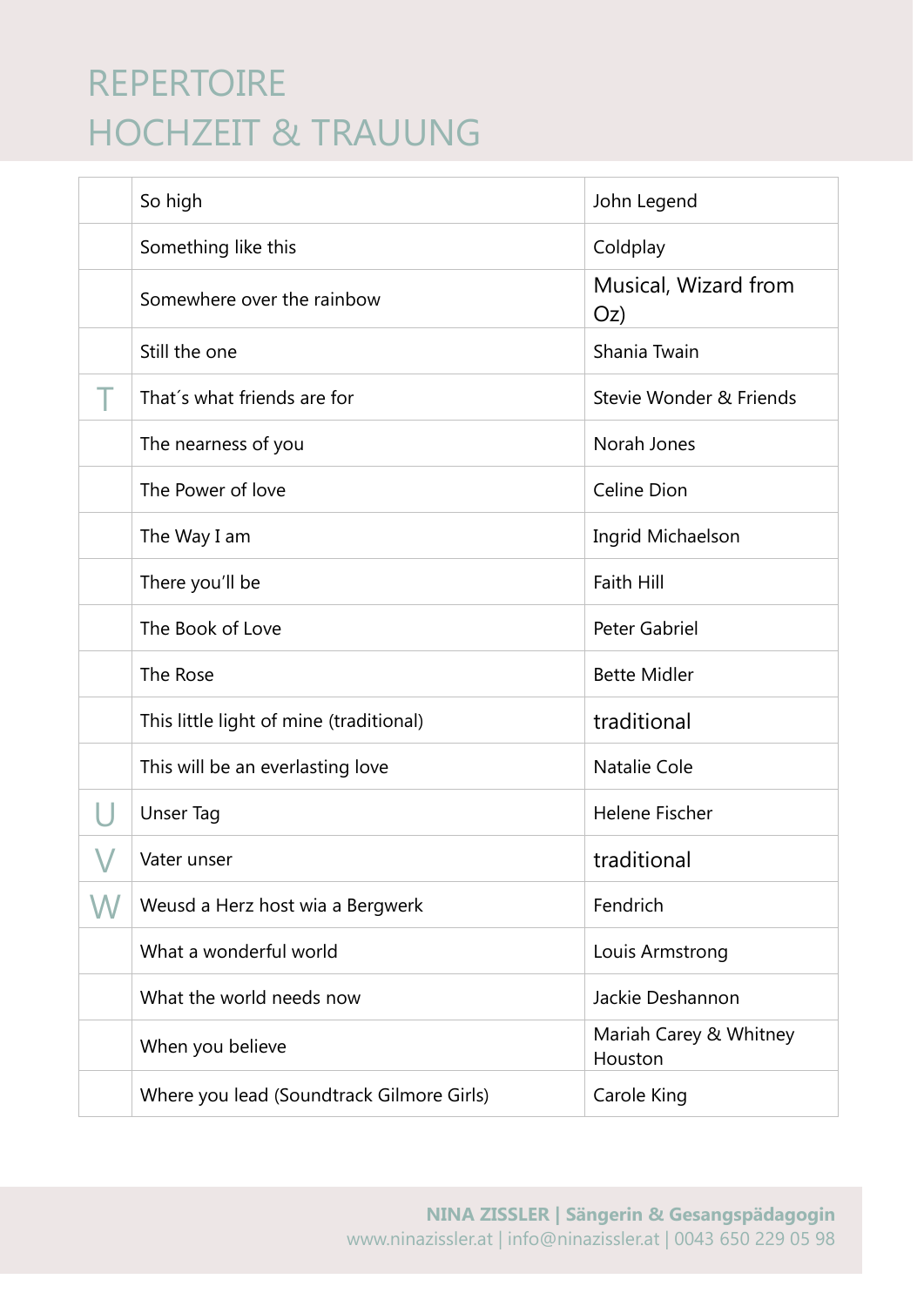# REPERTOIRE
# HOCHZEIT & TRAUUNG

| | | |
|---|---|---|
| | So high | John Legend |
| | Something like this | Coldplay |
| | Somewhere over the rainbow | Musical, Wizard from Oz) |
| | Still the one | Shania Twain |
| T | That´s what friends are for | Stevie Wonder & Friends |
| | The nearness of you | Norah Jones |
| | The Power of love | Celine Dion |
| | The Way I am | Ingrid Michaelson |
| | There you'll be | Faith Hill |
| | The Book of Love | Peter Gabriel |
| | The Rose | Bette Midler |
| | This little light of mine (traditional) | traditional |
| | This will be an everlasting love | Natalie Cole |
| U | Unser Tag | Helene Fischer |
| V | Vater unser | traditional |
| W | Weusd a Herz host wia a Bergwerk | Fendrich |
| | What a wonderful world | Louis Armstrong |
| | What the world needs now | Jackie Deshannon |
| | When you believe | Mariah Carey & Whitney Houston |
| | Where you lead (Soundtrack Gilmore Girls) | Carole King |

**NINA ZISSLER | Sängerin & Gesangspädagogin**
www.ninazissler.at | info@ninazissler.at | 0043 650 229 05 98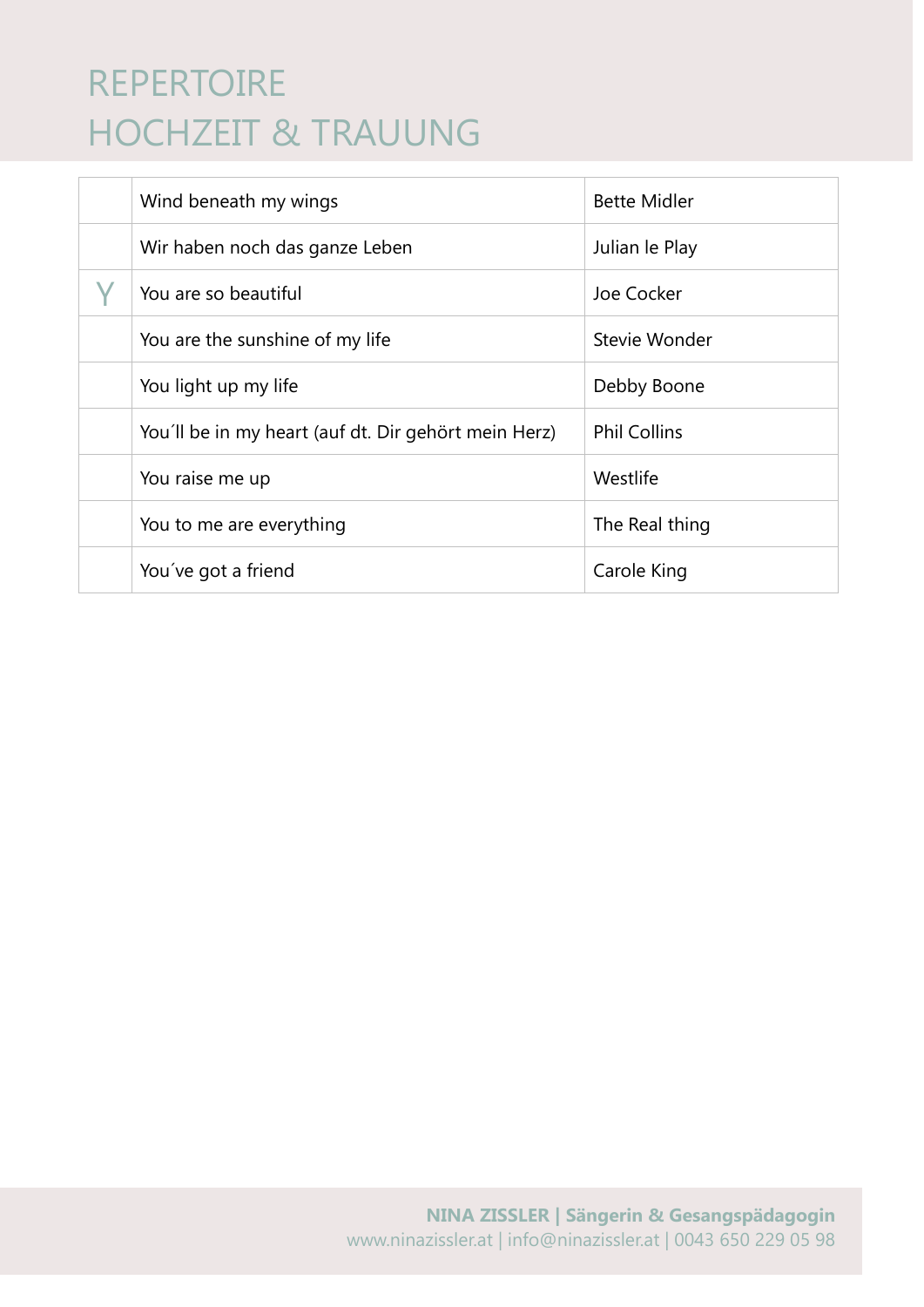# REPERTOIRE
# HOCHZEIT & TRAUUNG

| | | |
|---|---|---|
| | Wind beneath my wings | Bette Midler |
| | Wir haben noch das ganze Leben | Julian le Play |
| Y | You are so beautiful | Joe Cocker |
| | You are the sunshine of my life | Stevie Wonder |
| | You light up my life | Debby Boone |
| | You´ll be in my heart (auf dt. Dir gehört mein Herz) | Phil Collins |
| | You raise me up | Westlife |
| | You to me are everything | The Real thing |
| | You´ve got a friend | Carole King |

**NINA ZISSLER | Sängerin & Gesangspädagogin**
www.ninazissler.at | info@ninazissler.at | 0043 650 229 05 98